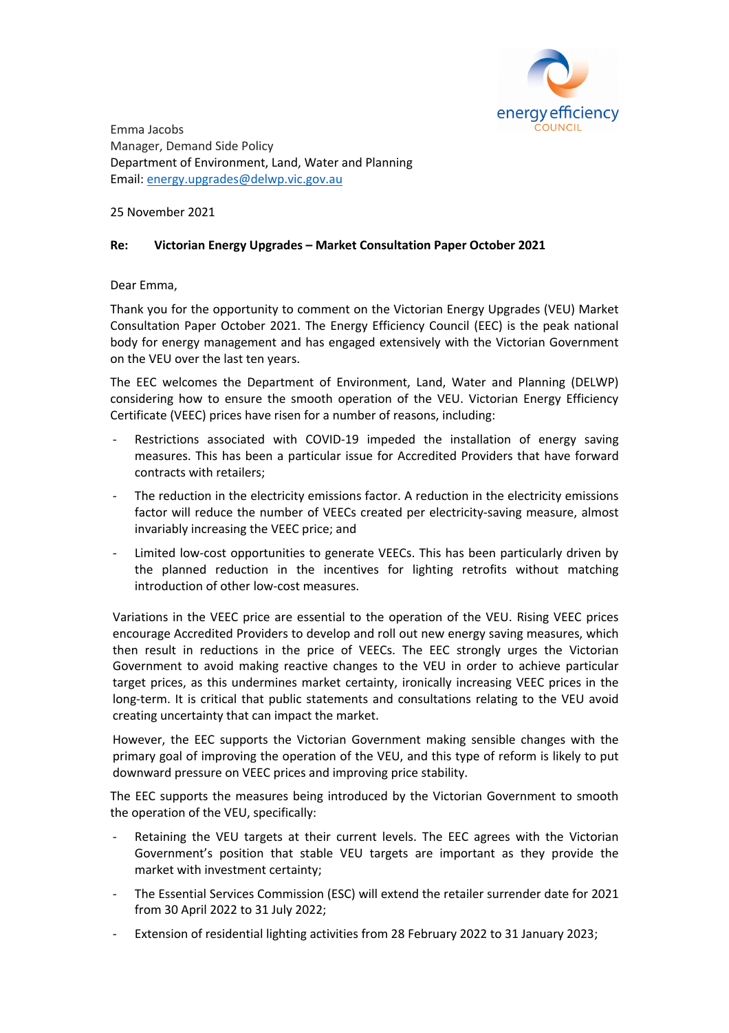energy efficiency COUNCIL

Emma Jacobs
Manager, Demand Side Policy
Department of Environment, Land, Water and Planning
Email: energy.upgrades@delwp.vic.gov.au

25 November 2021

**Re: Victorian Energy Upgrades – Market Consultation Paper October 2021**

Dear Emma,

Thank you for the opportunity to comment on the Victorian Energy Upgrades (VEU) Market Consultation Paper October 2021. The Energy Efficiency Council (EEC) is the peak national body for energy management and has engaged extensively with the Victorian Government on the VEU over the last ten years.

The EEC welcomes the Department of Environment, Land, Water and Planning (DELWP) considering how to ensure the smooth operation of the VEU. Victorian Energy Efficiency Certificate (VEEC) prices have risen for a number of reasons, including:

- Restrictions associated with COVID-19 impeded the installation of energy saving measures. This has been a particular issue for Accredited Providers that have forward contracts with retailers;
- The reduction in the electricity emissions factor. A reduction in the electricity emissions factor will reduce the number of VEECs created per electricity-saving measure, almost invariably increasing the VEEC price; and
- Limited low-cost opportunities to generate VEECs. This has been particularly driven by the planned reduction in the incentives for lighting retrofits without matching introduction of other low-cost measures.

Variations in the VEEC price are essential to the operation of the VEU. Rising VEEC prices encourage Accredited Providers to develop and roll out new energy saving measures, which then result in reductions in the price of VEECs. The EEC strongly urges the Victorian Government to avoid making reactive changes to the VEU in order to achieve particular target prices, as this undermines market certainty, ironically increasing VEEC prices in the long-term. It is critical that public statements and consultations relating to the VEU avoid creating uncertainty that can impact the market.

However, the EEC supports the Victorian Government making sensible changes with the primary goal of improving the operation of the VEU, and this type of reform is likely to put downward pressure on VEEC prices and improving price stability.

The EEC supports the measures being introduced by the Victorian Government to smooth the operation of the VEU, specifically:

- Retaining the VEU targets at their current levels. The EEC agrees with the Victorian Government's position that stable VEU targets are important as they provide the market with investment certainty;
- The Essential Services Commission (ESC) will extend the retailer surrender date for 2021 from 30 April 2022 to 31 July 2022;
- Extension of residential lighting activities from 28 February 2022 to 31 January 2023;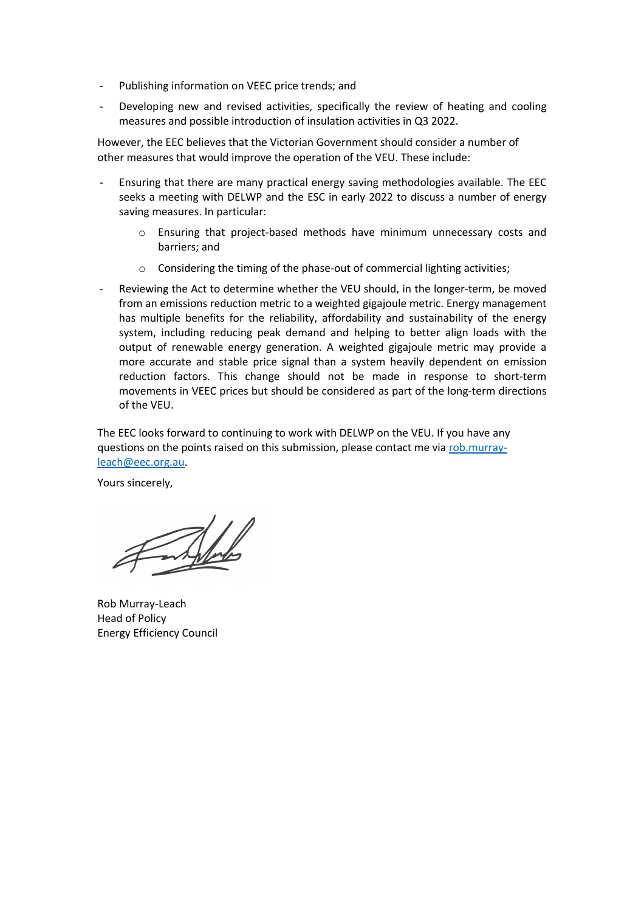- Publishing information on VEEC price trends; and
- Developing new and revised activities, specifically the review of heating and cooling measures and possible introduction of insulation activities in Q3 2022.

However, the EEC believes that the Victorian Government should consider a number of other measures that would improve the operation of the VEU. These include:

- Ensuring that there are many practical energy saving methodologies available. The EEC seeks a meeting with DELWP and the ESC in early 2022 to discuss a number of energy saving measures. In particular:
  - Ensuring that project-based methods have minimum unnecessary costs and barriers; and
  - Considering the timing of the phase-out of commercial lighting activities;
- Reviewing the Act to determine whether the VEU should, in the longer-term, be moved from an emissions reduction metric to a weighted gigajoule metric. Energy management has multiple benefits for the reliability, affordability and sustainability of the energy system, including reducing peak demand and helping to better align loads with the output of renewable energy generation. A weighted gigajoule metric may provide a more accurate and stable price signal than a system heavily dependent on emission reduction factors. This change should not be made in response to short-term movements in VEEC prices but should be considered as part of the long-term directions of the VEU.

The EEC looks forward to continuing to work with DELWP on the VEU. If you have any questions on the points raised on this submission, please contact me via rob.murray-leach@eec.org.au.

Yours sincerely,

Rob Murray-Leach
Head of Policy
Energy Efficiency Council